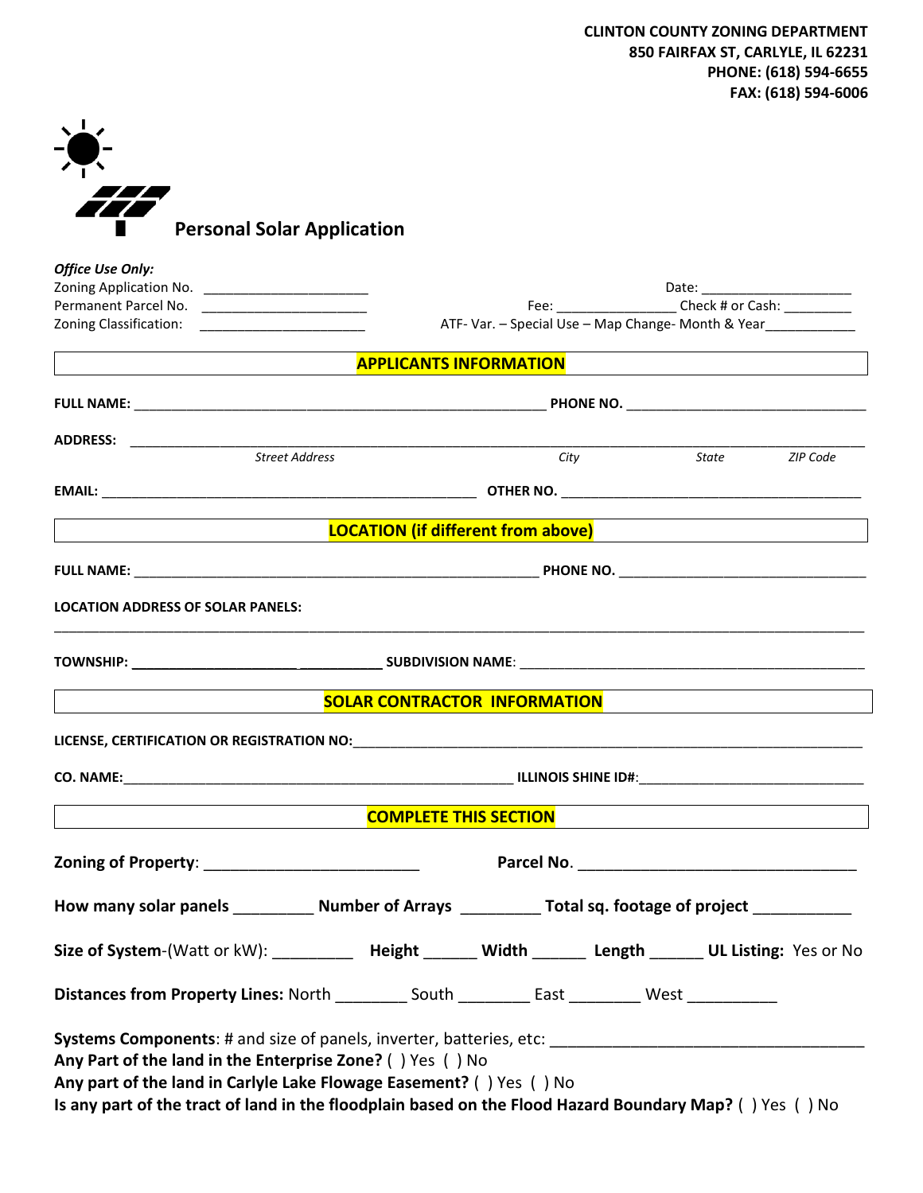**CLINTON COUNTY ZONING DEPARTMENT**
**850 FAIRFAX ST, CARLYLE, IL 62231**
**PHONE: (618) 594-6655**
**FAX: (618) 594-6006**

# Personal Solar Application

***Office Use Only:***

Zoning Application No. ______________________ Date: ____________________

Permanent Parcel No. ______________________ Fee: ________________ Check # or Cash: _________

Zoning Classification: ______________________ ATF- Var. – Special Use – Map Change- Month & Year____________

## APPLICANTS INFORMATION

**FULL NAME:** ________________________________________________________ **PHONE NO.** _________________________________

**ADDRESS:** ____________________________________________________________________________________________

*Street Address* *City* *State* *ZIP Code*

**EMAIL:** ___________________________________________________ **OTHER NO.** __________________________________________

## LOCATION (if different from above)

**FULL NAME:** _______________________________________________________ **PHONE NO.** _________________________________

**LOCATION ADDRESS OF SOLAR PANELS:**

_____________________________________________________________________________________________________

**TOWNSHIP:** _________________________________ **SUBDIVISION NAME**: _______________________________________________

## SOLAR CONTRACTOR INFORMATION

**LICENSE, CERTIFICATION OR REGISTRATION NO:**____________________________________________________________________

**CO. NAME:**_____________________________________________________ **ILLINOIS SHINE ID#**:______________________________

## COMPLETE THIS SECTION

**Zoning of Property**: _________________________ **Parcel No**. _________________________________

**How many solar panels** _________ **Number of Arrays** _________ **Total sq. footage of project** ___________

**Size of System**-(Watt or kW): _________ **Height** ______ **Width** ______ **Length** ______ **UL Listing:** Yes or No

**Distances from Property Lines:** North ________ South ________ East ________ West __________

**Systems Components**: # and size of panels, inverter, batteries, etc: ___________________________________

**Any Part of the land in the Enterprise Zone?** ( ) Yes ( ) No

**Any part of the land in Carlyle Lake Flowage Easement?** ( ) Yes ( ) No

**Is any part of the tract of land in the floodplain based on the Flood Hazard Boundary Map?** ( ) Yes ( ) No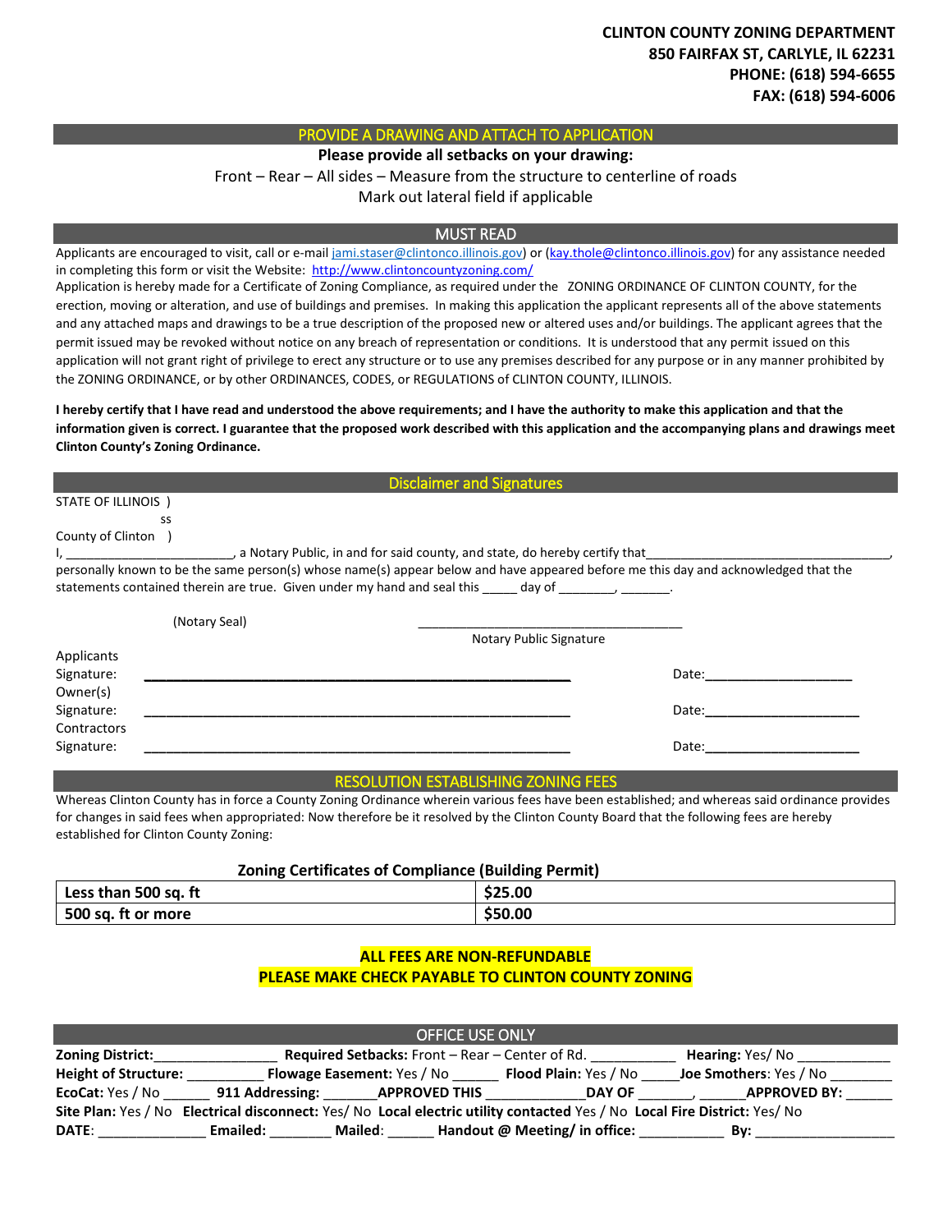**CLINTON COUNTY ZONING DEPARTMENT**
**850 FAIRFAX ST, CARLYLE, IL 62231**
**PHONE: (618) 594-6655**
**FAX: (618) 594-6006**

## PROVIDE A DRAWING AND ATTACH TO APPLICATION

**Please provide all setbacks on your drawing:**

Front – Rear – All sides – Measure from the structure to centerline of roads

Mark out lateral field if applicable

## MUST READ

Applicants are encouraged to visit, call or e-mail jami.staser@clintonco.illinois.gov) or (kay.thole@clintonco.illinois.gov) for any assistance needed in completing this form or visit the Website: http://www.clintoncountyzoning.com/

Application is hereby made for a Certificate of Zoning Compliance, as required under the ZONING ORDINANCE OF CLINTON COUNTY, for the erection, moving or alteration, and use of buildings and premises. In making this application the applicant represents all of the above statements and any attached maps and drawings to be a true description of the proposed new or altered uses and/or buildings. The applicant agrees that the permit issued may be revoked without notice on any breach of representation or conditions. It is understood that any permit issued on this application will not grant right of privilege to erect any structure or to use any premises described for any purpose or in any manner prohibited by the ZONING ORDINANCE, or by other ORDINANCES, CODES, or REGULATIONS of CLINTON COUNTY, ILLINOIS.

**I hereby certify that I have read and understood the above requirements; and I have the authority to make this application and that the information given is correct. I guarantee that the proposed work described with this application and the accompanying plans and drawings meet Clinton County's Zoning Ordinance.**

## Disclaimer and Signatures

STATE OF ILLINOIS )
ss
County of Clinton )

I, ________________________, a Notary Public, in and for said county, and state, do hereby certify that___________________________________, personally known to be the same person(s) whose name(s) appear below and have appeared before me this day and acknowledged that the statements contained therein are true. Given under my hand and seal this _____ day of ________, _______.

(Notary Seal) ______________________________________
Notary Public Signature

Applicants Signature: ____________________________________________________________ Date:____________________

Owner(s) Signature: ____________________________________________________________ Date:_____________________

Contractors Signature: ____________________________________________________________ Date:_____________________

## RESOLUTION ESTABLISHING ZONING FEES

Whereas Clinton County has in force a County Zoning Ordinance wherein various fees have been established; and whereas said ordinance provides for changes in said fees when appropriated: Now therefore be it resolved by the Clinton County Board that the following fees are hereby established for Clinton County Zoning:

**Zoning Certificates of Compliance (Building Permit)**

| Size | Fee |
|---|---|
| **Less than 500 sq. ft** | **$25.00** |
| **500 sq. ft or more** | **$50.00** |

**ALL FEES ARE NON-REFUNDABLE**
**PLEASE MAKE CHECK PAYABLE TO CLINTON COUNTY ZONING**

## OFFICE USE ONLY

**Zoning District:**________________ **Required Setbacks:** Front – Rear – Center of Rd. ___________ **Hearing:** Yes/ No ____________

**Height of Structure:** __________ **Flowage Easement:** Yes / No ______ **Flood Plain:** Yes / No _____**Joe Smothers**: Yes / No ________

**EcoCat:** Yes / No ______ **911 Addressing:** _______**APPROVED THIS** _____________**DAY OF** _______, ______**APPROVED BY:** ______

**Site Plan:** Yes / No **Electrical disconnect:** Yes/ No **Local electric utility contacted** Yes / No **Local Fire District:** Yes/ No

**DATE**: ______________ **Emailed:** ________ **Mailed**: ______ **Handout @ Meeting/ in office:** ___________ **By:** __________________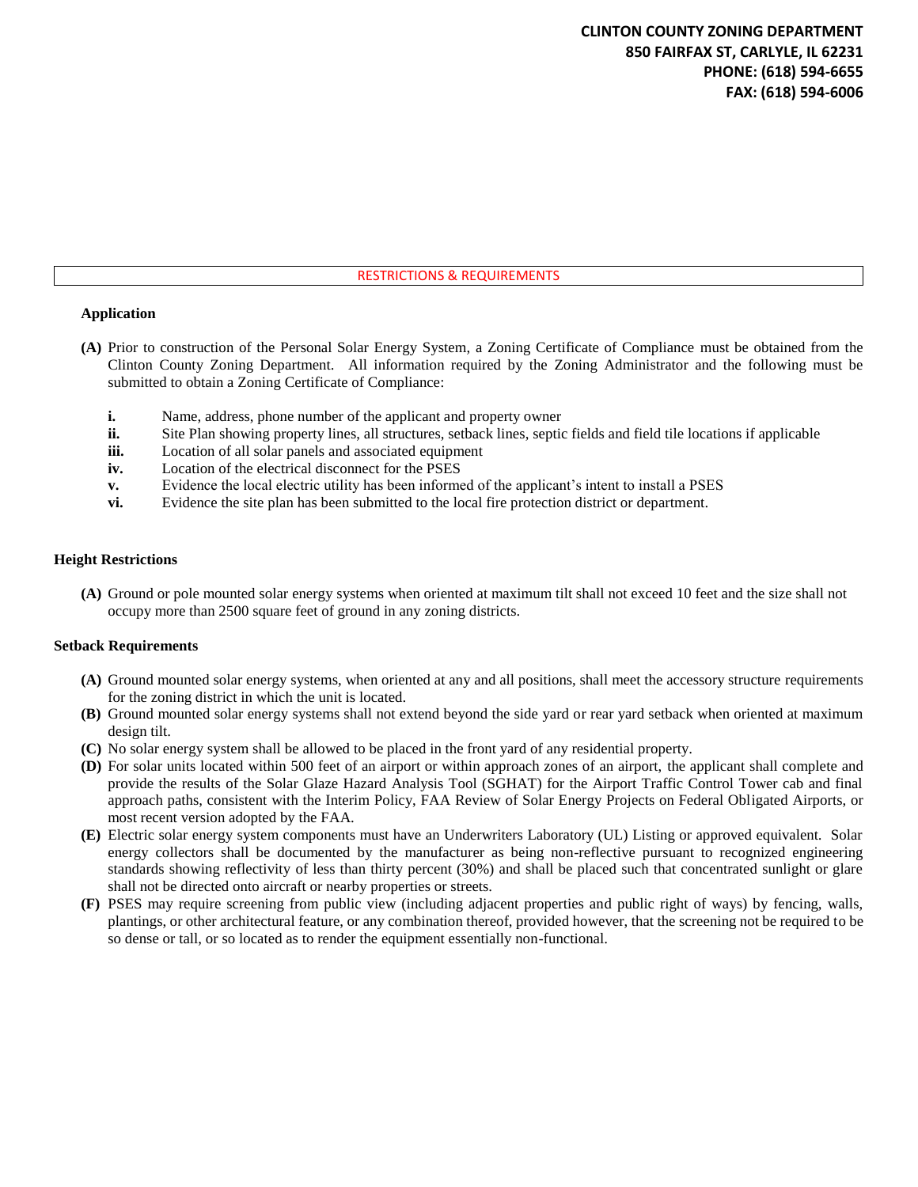**CLINTON COUNTY ZONING DEPARTMENT**
**850 FAIRFAX ST, CARLYLE, IL 62231**
**PHONE: (618) 594-6655**
**FAX: (618) 594-6006**

## RESTRICTIONS & REQUIREMENTS

### Application

**(A)** Prior to construction of the Personal Solar Energy System, a Zoning Certificate of Compliance must be obtained from the Clinton County Zoning Department. All information required by the Zoning Administrator and the following must be submitted to obtain a Zoning Certificate of Compliance:

- **i.** Name, address, phone number of the applicant and property owner
- **ii.** Site Plan showing property lines, all structures, setback lines, septic fields and field tile locations if applicable
- **iii.** Location of all solar panels and associated equipment
- **iv.** Location of the electrical disconnect for the PSES
- **v.** Evidence the local electric utility has been informed of the applicant's intent to install a PSES
- **vi.** Evidence the site plan has been submitted to the local fire protection district or department.

### Height Restrictions

**(A)** Ground or pole mounted solar energy systems when oriented at maximum tilt shall not exceed 10 feet and the size shall not occupy more than 2500 square feet of ground in any zoning districts.

### Setback Requirements

**(A)** Ground mounted solar energy systems, when oriented at any and all positions, shall meet the accessory structure requirements for the zoning district in which the unit is located.

**(B)** Ground mounted solar energy systems shall not extend beyond the side yard or rear yard setback when oriented at maximum design tilt.

**(C)** No solar energy system shall be allowed to be placed in the front yard of any residential property.

**(D)** For solar units located within 500 feet of an airport or within approach zones of an airport, the applicant shall complete and provide the results of the Solar Glaze Hazard Analysis Tool (SGHAT) for the Airport Traffic Control Tower cab and final approach paths, consistent with the Interim Policy, FAA Review of Solar Energy Projects on Federal Obligated Airports, or most recent version adopted by the FAA.

**(E)** Electric solar energy system components must have an Underwriters Laboratory (UL) Listing or approved equivalent. Solar energy collectors shall be documented by the manufacturer as being non-reflective pursuant to recognized engineering standards showing reflectivity of less than thirty percent (30%) and shall be placed such that concentrated sunlight or glare shall not be directed onto aircraft or nearby properties or streets.

**(F)** PSES may require screening from public view (including adjacent properties and public right of ways) by fencing, walls, plantings, or other architectural feature, or any combination thereof, provided however, that the screening not be required to be so dense or tall, or so located as to render the equipment essentially non-functional.